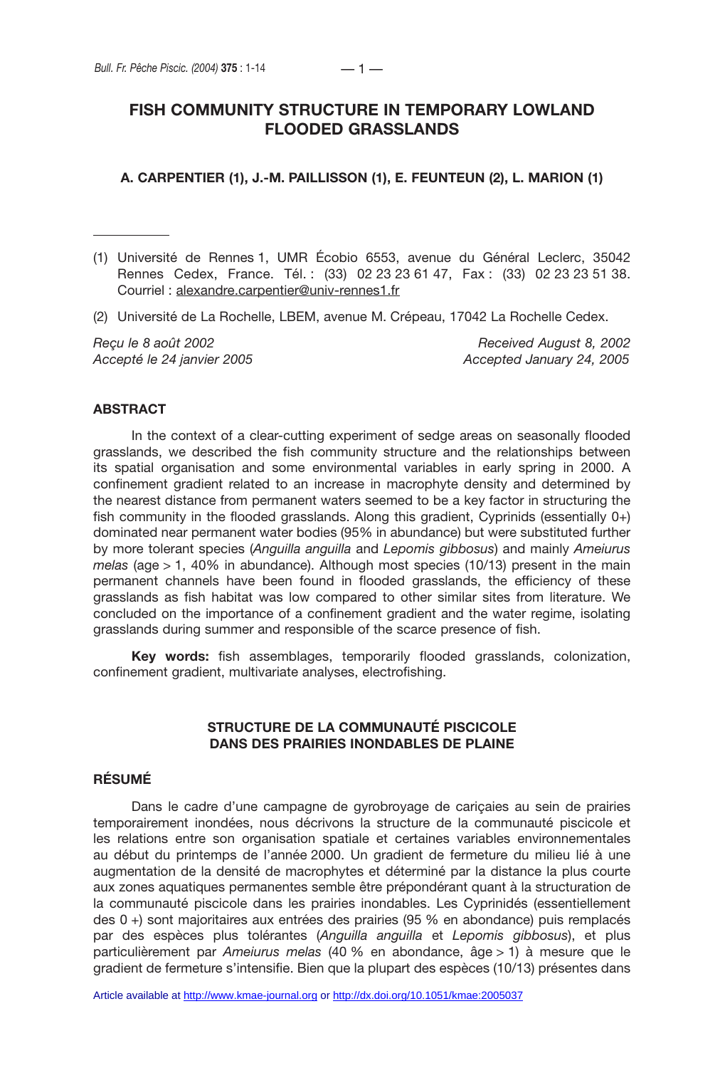# FISH COMMUNITY STRUCTURE IN TEMPORARY LOWLAND FLOODED GRASSLANDS

**A. CARPENTIER (1), J.-M. PAILLISSON (1), E. FEUNTEUN (2), L. MARION (1)**

---

(1) Université de Rennes 1, UMR Écobio 6553, avenue du Général Leclerc, 35042 Rennes Cedex, France. Tél. : (33) 02 23 23 61 47, Fax : (33) 02 23 23 51 38. Courriel : alexandre.carpentier@univ-rennes1.fr

(2) Université de La Rochelle, LBEM, avenue M. Crépeau, 17042 La Rochelle Cedex.

*Reçu le 8 août 2002* — *Received August 8, 2002*
*Accepté le 24 janvier 2005* — *Accepted January 24, 2005*

## ABSTRACT

In the context of a clear-cutting experiment of sedge areas on seasonally flooded grasslands, we described the fish community structure and the relationships between its spatial organisation and some environmental variables in early spring in 2000. A confinement gradient related to an increase in macrophyte density and determined by the nearest distance from permanent waters seemed to be a key factor in structuring the fish community in the flooded grasslands. Along this gradient, Cyprinids (essentially 0+) dominated near permanent water bodies (95% in abundance) but were substituted further by more tolerant species (*Anguilla anguilla* and *Lepomis gibbosus*) and mainly *Ameiurus melas* (age > 1, 40% in abundance). Although most species (10/13) present in the main permanent channels have been found in flooded grasslands, the efficiency of these grasslands as fish habitat was low compared to other similar sites from literature. We concluded on the importance of a confinement gradient and the water regime, isolating grasslands during summer and responsible of the scarce presence of fish.

**Key words:** fish assemblages, temporarily flooded grasslands, colonization, confinement gradient, multivariate analyses, electrofishing.

## STRUCTURE DE LA COMMUNAUTÉ PISCICOLE DANS DES PRAIRIES INONDABLES DE PLAINE

## RÉSUMÉ

Dans le cadre d'une campagne de gyrobroyage de cariçaies au sein de prairies temporairement inondées, nous décrivons la structure de la communauté piscicole et les relations entre son organisation spatiale et certaines variables environnementales au début du printemps de l'année 2000. Un gradient de fermeture du milieu lié à une augmentation de la densité de macrophytes et déterminé par la distance la plus courte aux zones aquatiques permanentes semble être prépondérant quant à la structuration de la communauté piscicole dans les prairies inondables. Les Cyprinidés (essentiellement des 0 +) sont majoritaires aux entrées des prairies (95 % en abondance) puis remplacés par des espèces plus tolérantes (*Anguilla anguilla* et *Lepomis gibbosus*), et plus particulièrement par *Ameiurus melas* (40 % en abondance, âge > 1) à mesure que le gradient de fermeture s'intensifie. Bien que la plupart des espèces (10/13) présentes dans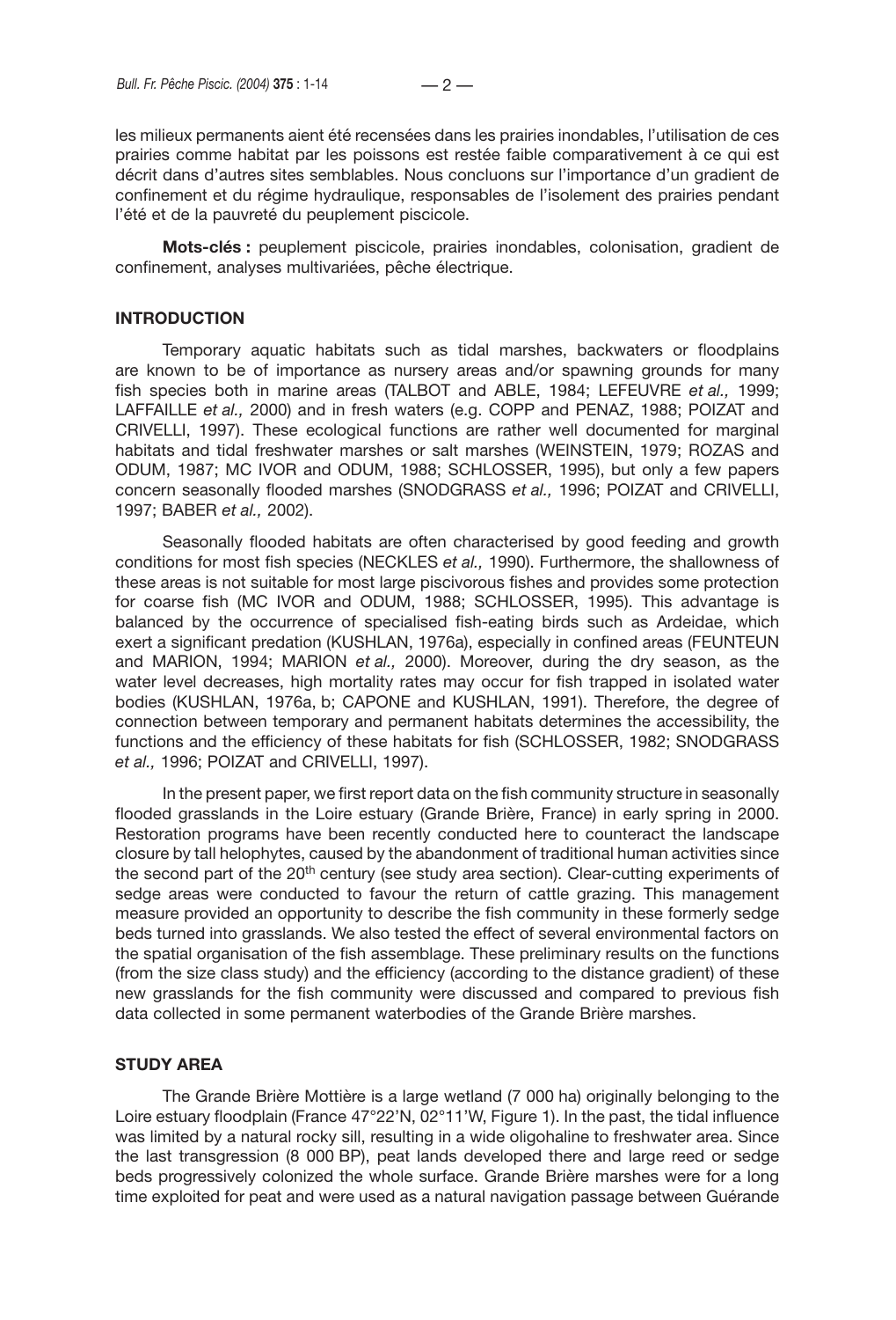les milieux permanents aient été recensées dans les prairies inondables, l'utilisation de ces prairies comme habitat par les poissons est restée faible comparativement à ce qui est décrit dans d'autres sites semblables. Nous concluons sur l'importance d'un gradient de confinement et du régime hydraulique, responsables de l'isolement des prairies pendant l'été et de la pauvreté du peuplement piscicole.

**Mots-clés :** peuplement piscicole, prairies inondables, colonisation, gradient de confinement, analyses multivariées, pêche électrique.

## INTRODUCTION

Temporary aquatic habitats such as tidal marshes, backwaters or floodplains are known to be of importance as nursery areas and/or spawning grounds for many fish species both in marine areas (TALBOT and ABLE, 1984; LEFEUVRE *et al.,* 1999; LAFFAILLE *et al.,* 2000) and in fresh waters (e.g. COPP and PENAZ, 1988; POIZAT and CRIVELLI, 1997). These ecological functions are rather well documented for marginal habitats and tidal freshwater marshes or salt marshes (WEINSTEIN, 1979; ROZAS and ODUM, 1987; MC IVOR and ODUM, 1988; SCHLOSSER, 1995), but only a few papers concern seasonally flooded marshes (SNODGRASS *et al.,* 1996; POIZAT and CRIVELLI, 1997; BABER *et al.,* 2002).

Seasonally flooded habitats are often characterised by good feeding and growth conditions for most fish species (NECKLES *et al.,* 1990). Furthermore, the shallowness of these areas is not suitable for most large piscivorous fishes and provides some protection for coarse fish (MC IVOR and ODUM, 1988; SCHLOSSER, 1995). This advantage is balanced by the occurrence of specialised fish-eating birds such as Ardeidae, which exert a significant predation (KUSHLAN, 1976a), especially in confined areas (FEUNTEUN and MARION, 1994; MARION *et al.,* 2000). Moreover, during the dry season, as the water level decreases, high mortality rates may occur for fish trapped in isolated water bodies (KUSHLAN, 1976a, b; CAPONE and KUSHLAN, 1991). Therefore, the degree of connection between temporary and permanent habitats determines the accessibility, the functions and the efficiency of these habitats for fish (SCHLOSSER, 1982; SNODGRASS *et al.,* 1996; POIZAT and CRIVELLI, 1997).

In the present paper, we first report data on the fish community structure in seasonally flooded grasslands in the Loire estuary (Grande Brière, France) in early spring in 2000. Restoration programs have been recently conducted here to counteract the landscape closure by tall helophytes, caused by the abandonment of traditional human activities since the second part of the 20th century (see study area section). Clear-cutting experiments of sedge areas were conducted to favour the return of cattle grazing. This management measure provided an opportunity to describe the fish community in these formerly sedge beds turned into grasslands. We also tested the effect of several environmental factors on the spatial organisation of the fish assemblage. These preliminary results on the functions (from the size class study) and the efficiency (according to the distance gradient) of these new grasslands for the fish community were discussed and compared to previous fish data collected in some permanent waterbodies of the Grande Brière marshes.

## STUDY AREA

The Grande Brière Mottière is a large wetland (7 000 ha) originally belonging to the Loire estuary floodplain (France 47°22'N, 02°11'W, Figure 1). In the past, the tidal influence was limited by a natural rocky sill, resulting in a wide oligohaline to freshwater area. Since the last transgression (8 000 BP), peat lands developed there and large reed or sedge beds progressively colonized the whole surface. Grande Brière marshes were for a long time exploited for peat and were used as a natural navigation passage between Guérande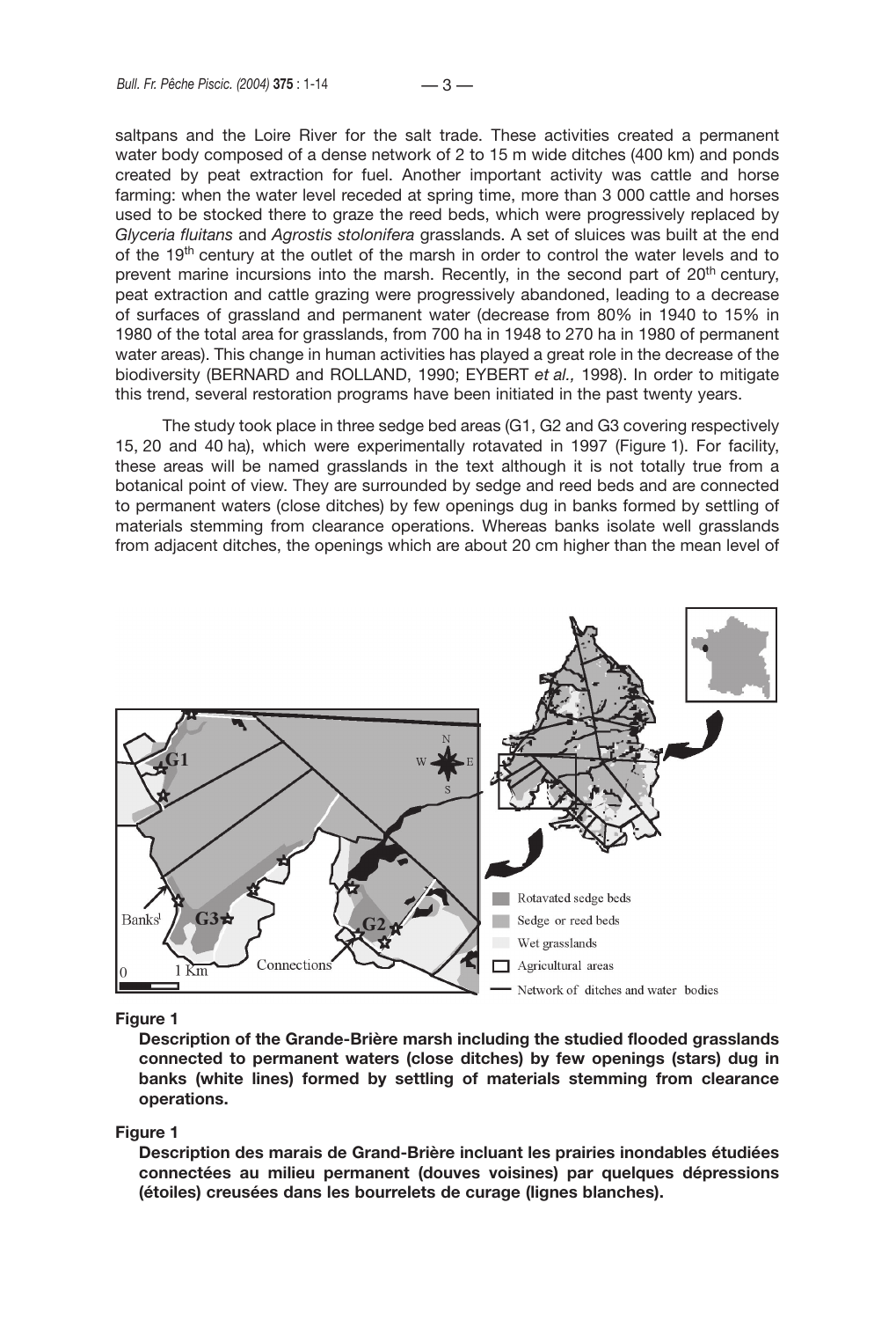saltpans and the Loire River for the salt trade. These activities created a permanent water body composed of a dense network of 2 to 15 m wide ditches (400 km) and ponds created by peat extraction for fuel. Another important activity was cattle and horse farming: when the water level receded at spring time, more than 3 000 cattle and horses used to be stocked there to graze the reed beds, which were progressively replaced by *Glyceria fluitans* and *Agrostis stolonifera* grasslands. A set of sluices was built at the end of the 19th century at the outlet of the marsh in order to control the water levels and to prevent marine incursions into the marsh. Recently, in the second part of 20th century, peat extraction and cattle grazing were progressively abandoned, leading to a decrease of surfaces of grassland and permanent water (decrease from 80% in 1940 to 15% in 1980 of the total area for grasslands, from 700 ha in 1948 to 270 ha in 1980 of permanent water areas). This change in human activities has played a great role in the decrease of the biodiversity (BERNARD and ROLLAND, 1990; EYBERT *et al.,* 1998). In order to mitigate this trend, several restoration programs have been initiated in the past twenty years.

The study took place in three sedge bed areas (G1, G2 and G3 covering respectively 15, 20 and 40 ha), which were experimentally rotavated in 1997 (Figure 1). For facility, these areas will be named grasslands in the text although it is not totally true from a botanical point of view. They are surrounded by sedge and reed beds and are connected to permanent waters (close ditches) by few openings dug in banks formed by settling of materials stemming from clearance operations. Whereas banks isolate well grasslands from adjacent ditches, the openings which are about 20 cm higher than the mean level of

**Figure 1**

**Description of the Grande-Brière marsh including the studied flooded grasslands connected to permanent waters (close ditches) by few openings (stars) dug in banks (white lines) formed by settling of materials stemming from clearance operations.**

**Figure 1**

**Description des marais de Grand-Brière incluant les prairies inondables étudiées connectées au milieu permanent (douves voisines) par quelques dépressions (étoiles) creusées dans les bourrelets de curage (lignes blanches).**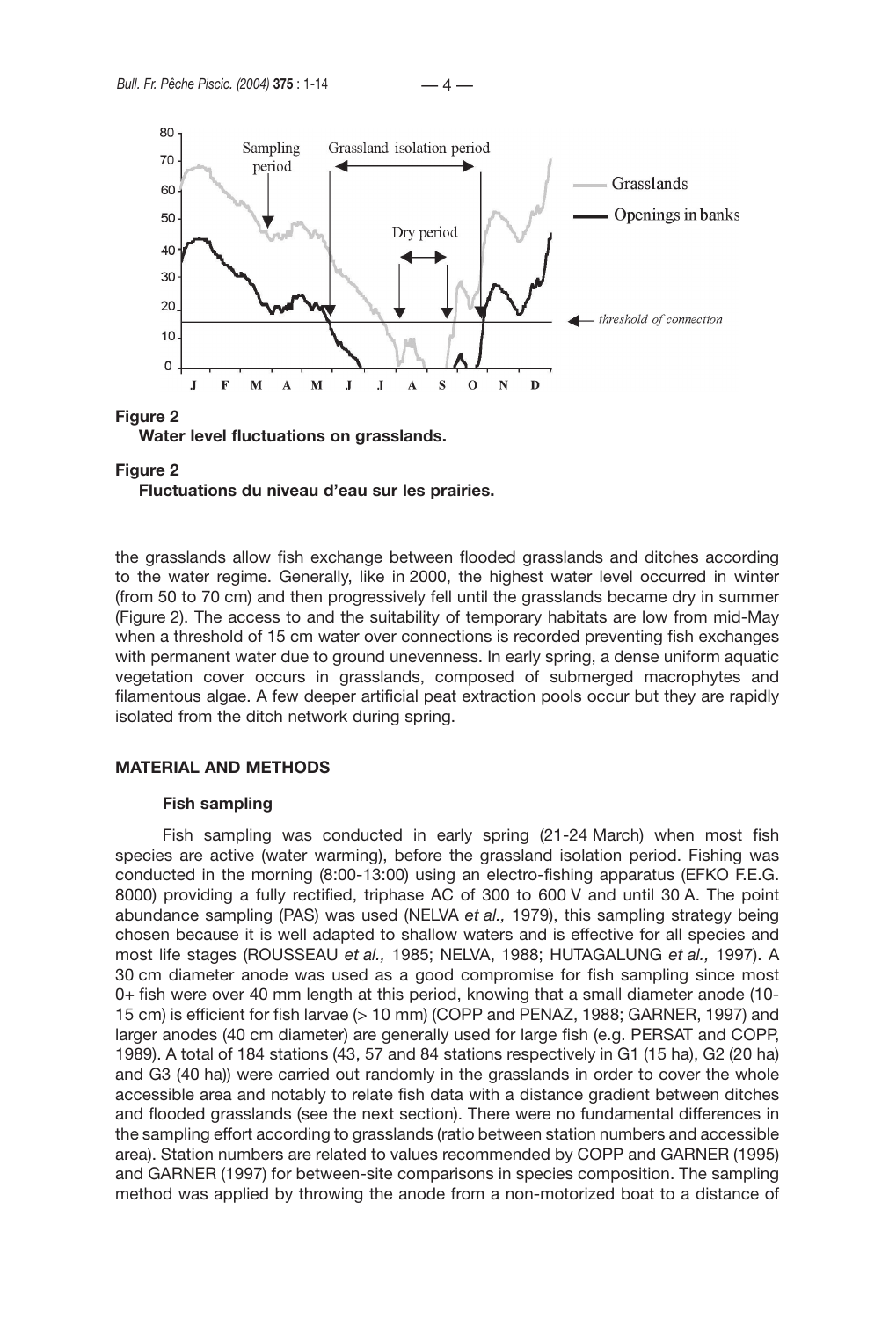**Figure 2**
**Water level fluctuations on grasslands.**

**Figure 2**
**Fluctuations du niveau d'eau sur les prairies.**

the grasslands allow fish exchange between flooded grasslands and ditches according to the water regime. Generally, like in 2000, the highest water level occurred in winter (from 50 to 70 cm) and then progressively fell until the grasslands became dry in summer (Figure 2). The access to and the suitability of temporary habitats are low from mid-May when a threshold of 15 cm water over connections is recorded preventing fish exchanges with permanent water due to ground unevenness. In early spring, a dense uniform aquatic vegetation cover occurs in grasslands, composed of submerged macrophytes and filamentous algae. A few deeper artificial peat extraction pools occur but they are rapidly isolated from the ditch network during spring.

## MATERIAL AND METHODS

### Fish sampling

Fish sampling was conducted in early spring (21-24 March) when most fish species are active (water warming), before the grassland isolation period. Fishing was conducted in the morning (8:00-13:00) using an electro-fishing apparatus (EFKO F.E.G. 8000) providing a fully rectified, triphase AC of 300 to 600 V and until 30 A. The point abundance sampling (PAS) was used (NELVA *et al.,* 1979), this sampling strategy being chosen because it is well adapted to shallow waters and is effective for all species and most life stages (ROUSSEAU *et al.,* 1985; NELVA, 1988; HUTAGALUNG *et al.,* 1997). A 30 cm diameter anode was used as a good compromise for fish sampling since most 0+ fish were over 40 mm length at this period, knowing that a small diameter anode (10-15 cm) is efficient for fish larvae (> 10 mm) (COPP and PENAZ, 1988; GARNER, 1997) and larger anodes (40 cm diameter) are generally used for large fish (e.g. PERSAT and COPP, 1989). A total of 184 stations (43, 57 and 84 stations respectively in G1 (15 ha), G2 (20 ha) and G3 (40 ha)) were carried out randomly in the grasslands in order to cover the whole accessible area and notably to relate fish data with a distance gradient between ditches and flooded grasslands (see the next section). There were no fundamental differences in the sampling effort according to grasslands (ratio between station numbers and accessible area). Station numbers are related to values recommended by COPP and GARNER (1995) and GARNER (1997) for between-site comparisons in species composition. The sampling method was applied by throwing the anode from a non-motorized boat to a distance of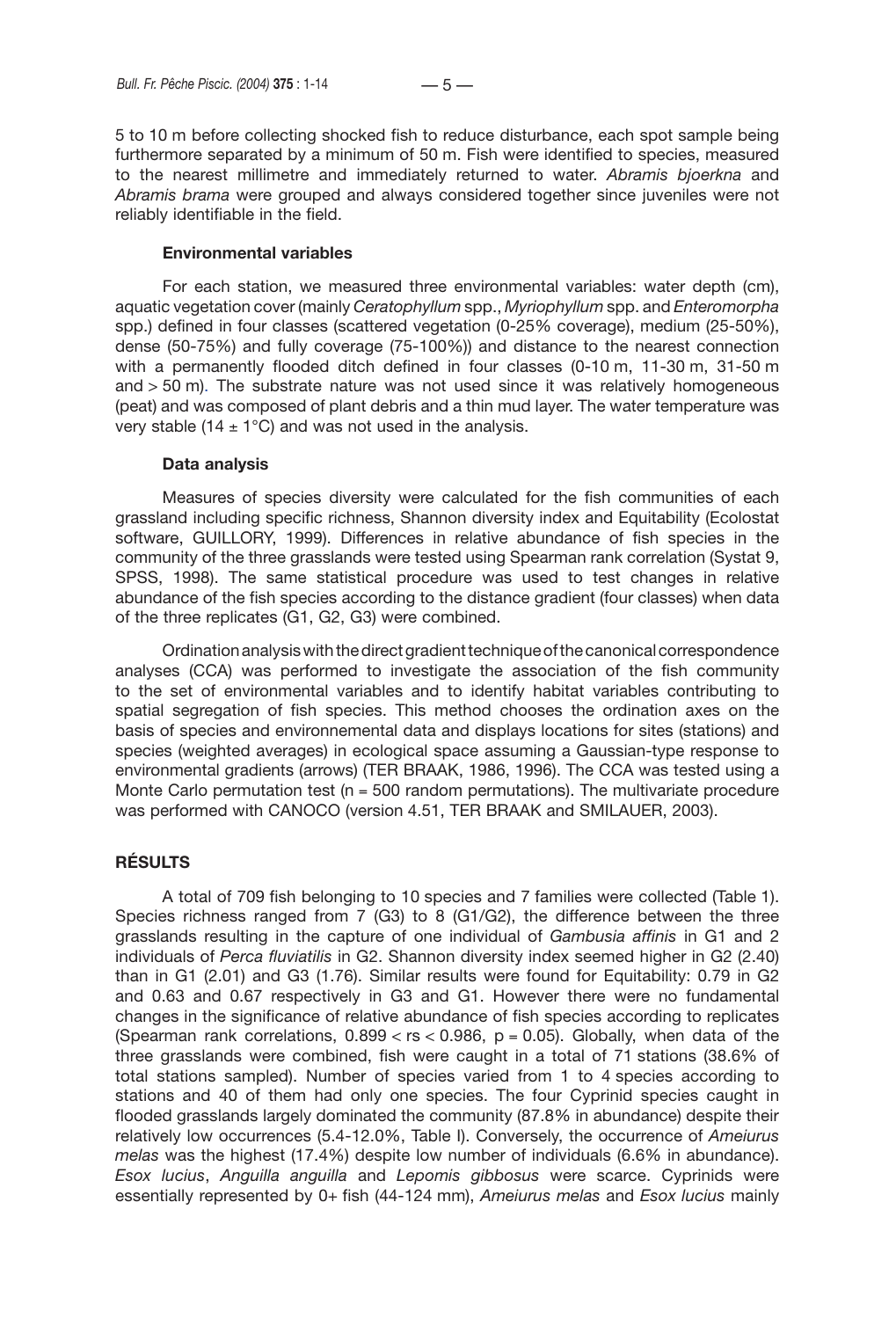5 to 10 m before collecting shocked fish to reduce disturbance, each spot sample being furthermore separated by a minimum of 50 m. Fish were identified to species, measured to the nearest millimetre and immediately returned to water. *Abramis bjoerkna* and *Abramis brama* were grouped and always considered together since juveniles were not reliably identifiable in the field.

### Environmental variables

For each station, we measured three environmental variables: water depth (cm), aquatic vegetation cover (mainly *Ceratophyllum* spp., *Myriophyllum* spp. and *Enteromorpha* spp.) defined in four classes (scattered vegetation (0-25% coverage), medium (25-50%), dense (50-75%) and fully coverage (75-100%)) and distance to the nearest connection with a permanently flooded ditch defined in four classes (0-10 m, 11-30 m, 31-50 m and > 50 m). The substrate nature was not used since it was relatively homogeneous (peat) and was composed of plant debris and a thin mud layer. The water temperature was very stable (14 ± 1°C) and was not used in the analysis.

### Data analysis

Measures of species diversity were calculated for the fish communities of each grassland including specific richness, Shannon diversity index and Equitability (Ecolostat software, GUILLORY, 1999). Differences in relative abundance of fish species in the community of the three grasslands were tested using Spearman rank correlation (Systat 9, SPSS, 1998). The same statistical procedure was used to test changes in relative abundance of the fish species according to the distance gradient (four classes) when data of the three replicates (G1, G2, G3) were combined.

Ordination analysis with the direct gradient technique of the canonical correspondence analyses (CCA) was performed to investigate the association of the fish community to the set of environmental variables and to identify habitat variables contributing to spatial segregation of fish species. This method chooses the ordination axes on the basis of species and environnemental data and displays locations for sites (stations) and species (weighted averages) in ecological space assuming a Gaussian-type response to environmental gradients (arrows) (TER BRAAK, 1986, 1996). The CCA was tested using a Monte Carlo permutation test (n = 500 random permutations). The multivariate procedure was performed with CANOCO (version 4.51, TER BRAAK and SMILAUER, 2003).

## RÉSULTS

A total of 709 fish belonging to 10 species and 7 families were collected (Table 1). Species richness ranged from 7 (G3) to 8 (G1/G2), the difference between the three grasslands resulting in the capture of one individual of *Gambusia affinis* in G1 and 2 individuals of *Perca fluviatilis* in G2. Shannon diversity index seemed higher in G2 (2.40) than in G1 (2.01) and G3 (1.76). Similar results were found for Equitability: 0.79 in G2 and 0.63 and 0.67 respectively in G3 and G1. However there were no fundamental changes in the significance of relative abundance of fish species according to replicates (Spearman rank correlations, $0.899 < r_s < 0.986$, $p = 0.05$). Globally, when data of the three grasslands were combined, fish were caught in a total of 71 stations (38.6% of total stations sampled). Number of species varied from 1 to 4 species according to stations and 40 of them had only one species. The four Cyprinid species caught in flooded grasslands largely dominated the community (87.8% in abundance) despite their relatively low occurrences (5.4-12.0%, Table I). Conversely, the occurrence of *Ameiurus melas* was the highest (17.4%) despite low number of individuals (6.6% in abundance). *Esox lucius*, *Anguilla anguilla* and *Lepomis gibbosus* were scarce. Cyprinids were essentially represented by 0+ fish (44-124 mm), *Ameiurus melas* and *Esox lucius* mainly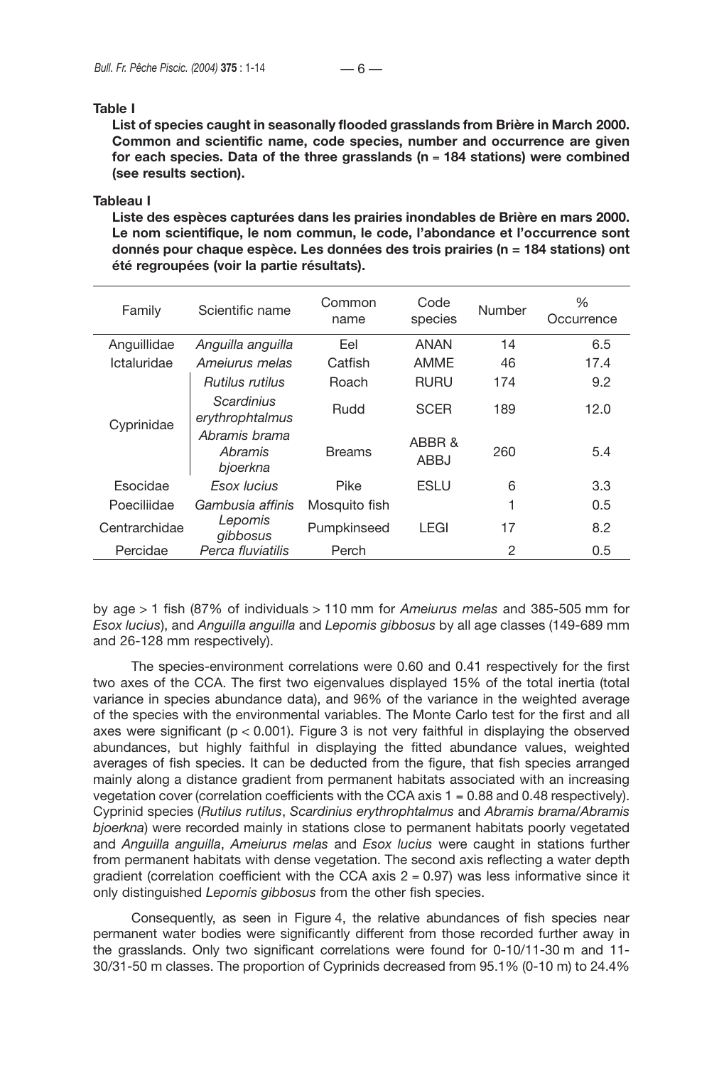**Table I**

**List of species caught in seasonally flooded grasslands from Brière in March 2000. Common and scientific name, code species, number and occurrence are given for each species. Data of the three grasslands (n = 184 stations) were combined (see results section).**

**Tableau I**

**Liste des espèces capturées dans les prairies inondables de Brière en mars 2000. Le nom scientifique, le nom commun, le code, l'abondance et l'occurrence sont donnés pour chaque espèce. Les données des trois prairies (n = 184 stations) ont été regroupées (voir la partie résultats).**

| Family | Scientific name | Common name | Code species | Number | % Occurrence |
|---|---|---|---|---|---|
| Anguillidae | *Anguilla anguilla* | Eel | ANAN | 14 | 6.5 |
| Ictaluridae | *Ameiurus melas* | Catfish | AMME | 46 | 17.4 |
| Cyprinidae | *Rutilus rutilus* | Roach | RURU | 174 | 9.2 |
| | *Scardinius erythrophtalmus* | Rudd | SCER | 189 | 12.0 |
| | *Abramis brama Abramis bjoerkna* | Breams | ABBR & ABBJ | 260 | 5.4 |
| Esocidae | *Esox lucius* | Pike | ESLU | 6 | 3.3 |
| Poeciliidae | *Gambusia affinis* | Mosquito fish | | 1 | 0.5 |
| Centrarchidae | *Lepomis gibbosus* | Pumpkinseed | LEGI | 17 | 8.2 |
| Percidae | *Perca fluviatilis* | Perch | | 2 | 0.5 |

by age > 1 fish (87% of individuals > 110 mm for *Ameiurus melas* and 385-505 mm for *Esox lucius*), and *Anguilla anguilla* and *Lepomis gibbosus* by all age classes (149-689 mm and 26-128 mm respectively).

The species-environment correlations were 0.60 and 0.41 respectively for the first two axes of the CCA. The first two eigenvalues displayed 15% of the total inertia (total variance in species abundance data), and 96% of the variance in the weighted average of the species with the environmental variables. The Monte Carlo test for the first and all axes were significant ($p < 0.001$). Figure 3 is not very faithful in displaying the observed abundances, but highly faithful in displaying the fitted abundance values, weighted averages of fish species. It can be deducted from the figure, that fish species arranged mainly along a distance gradient from permanent habitats associated with an increasing vegetation cover (correlation coefficients with the CCA axis 1 = 0.88 and 0.48 respectively). Cyprinid species (*Rutilus rutilus*, *Scardinius erythrophtalmus* and *Abramis brama*/*Abramis bjoerkna*) were recorded mainly in stations close to permanent habitats poorly vegetated and *Anguilla anguilla*, *Ameiurus melas* and *Esox lucius* were caught in stations further from permanent habitats with dense vegetation. The second axis reflecting a water depth gradient (correlation coefficient with the CCA axis 2 = 0.97) was less informative since it only distinguished *Lepomis gibbosus* from the other fish species.

Consequently, as seen in Figure 4, the relative abundances of fish species near permanent water bodies were significantly different from those recorded further away in the grasslands. Only two significant correlations were found for 0-10/11-30 m and 11-30/31-50 m classes. The proportion of Cyprinids decreased from 95.1% (0-10 m) to 24.4%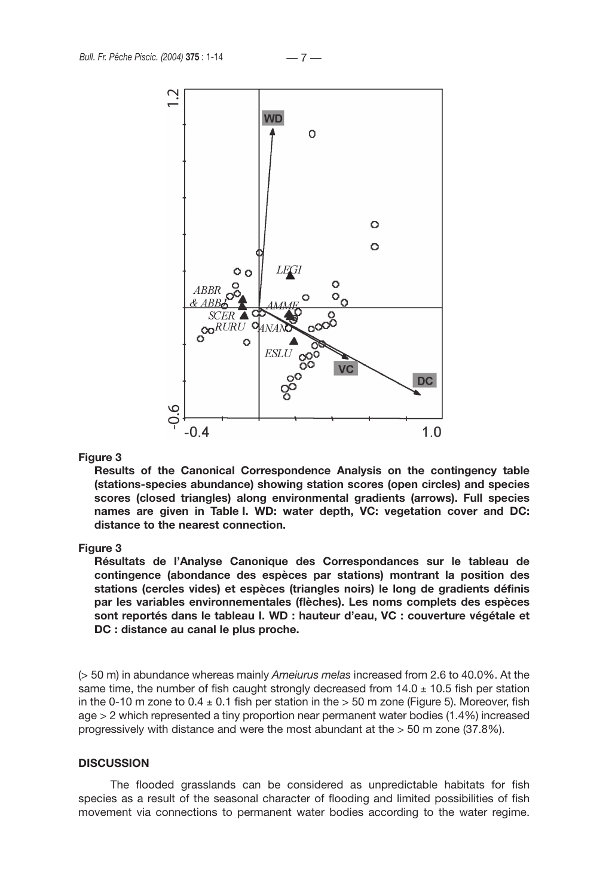**Figure 3**

**Results of the Canonical Correspondence Analysis on the contingency table (stations-species abundance) showing station scores (open circles) and species scores (closed triangles) along environmental gradients (arrows). Full species names are given in Table I. WD: water depth, VC: vegetation cover and DC: distance to the nearest connection.**

**Figure 3**

**Résultats de l'Analyse Canonique des Correspondances sur le tableau de contingence (abondance des espèces par stations) montrant la position des stations (cercles vides) et espèces (triangles noirs) le long de gradients définis par les variables environnementales (flèches). Les noms complets des espèces sont reportés dans le tableau I. WD : hauteur d'eau, VC : couverture végétale et DC : distance au canal le plus proche.**

(> 50 m) in abundance whereas mainly *Ameiurus melas* increased from 2.6 to 40.0%. At the same time, the number of fish caught strongly decreased from 14.0 ± 10.5 fish per station in the 0-10 m zone to 0.4 ± 0.1 fish per station in the > 50 m zone (Figure 5). Moreover, fish age > 2 which represented a tiny proportion near permanent water bodies (1.4%) increased progressively with distance and were the most abundant at the > 50 m zone (37.8%).

## DISCUSSION

The flooded grasslands can be considered as unpredictable habitats for fish species as a result of the seasonal character of flooding and limited possibilities of fish movement via connections to permanent water bodies according to the water regime.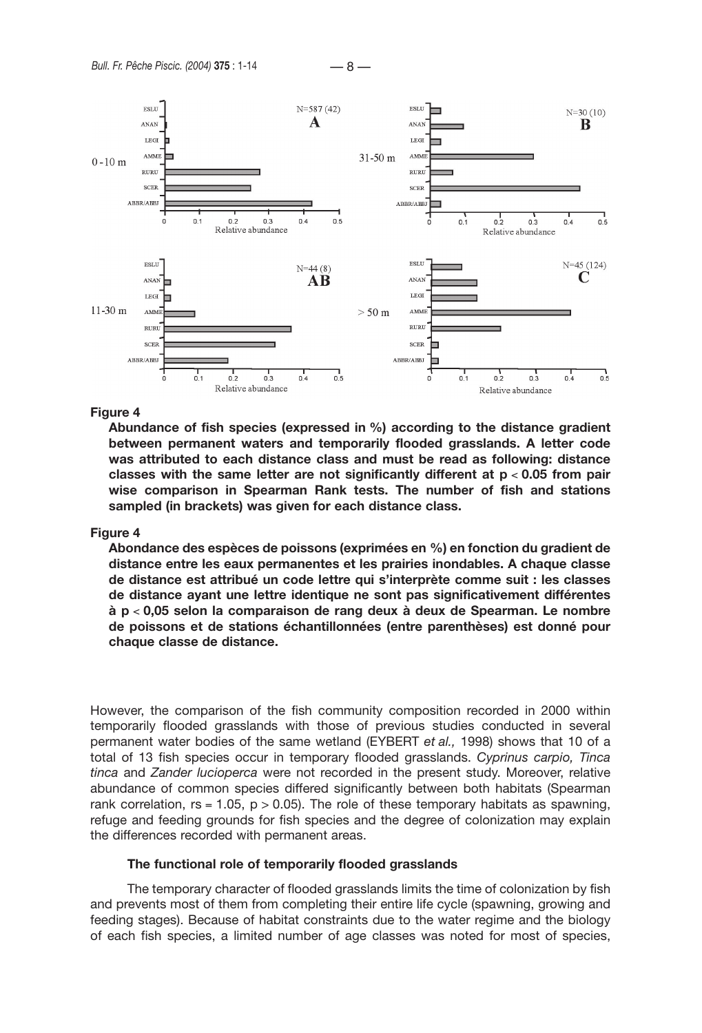**Figure 4**

**Abundance of fish species (expressed in %) according to the distance gradient between permanent waters and temporarily flooded grasslands. A letter code was attributed to each distance class and must be read as following: distance classes with the same letter are not significantly different at $p < 0.05$ from pair wise comparison in Spearman Rank tests. The number of fish and stations sampled (in brackets) was given for each distance class.**

**Figure 4**

**Abondance des espèces de poissons (exprimées en %) en fonction du gradient de distance entre les eaux permanentes et les prairies inondables. A chaque classe de distance est attribué un code lettre qui s'interprète comme suit : les classes de distance ayant une lettre identique ne sont pas significativement différentes à $p < 0,05$ selon la comparaison de rang deux à deux de Spearman. Le nombre de poissons et de stations échantillonnées (entre parenthèses) est donné pour chaque classe de distance.**

However, the comparison of the fish community composition recorded in 2000 within temporarily flooded grasslands with those of previous studies conducted in several permanent water bodies of the same wetland (EYBERT *et al.,* 1998) shows that 10 of a total of 13 fish species occur in temporary flooded grasslands. *Cyprinus carpio, Tinca tinca* and *Zander lucioperca* were not recorded in the present study. Moreover, relative abundance of common species differed significantly between both habitats (Spearman rank correlation, $rs = 1.05$, $p > 0.05$). The role of these temporary habitats as spawning, refuge and feeding grounds for fish species and the degree of colonization may explain the differences recorded with permanent areas.

### The functional role of temporarily flooded grasslands

The temporary character of flooded grasslands limits the time of colonization by fish and prevents most of them from completing their entire life cycle (spawning, growing and feeding stages). Because of habitat constraints due to the water regime and the biology of each fish species, a limited number of age classes was noted for most of species,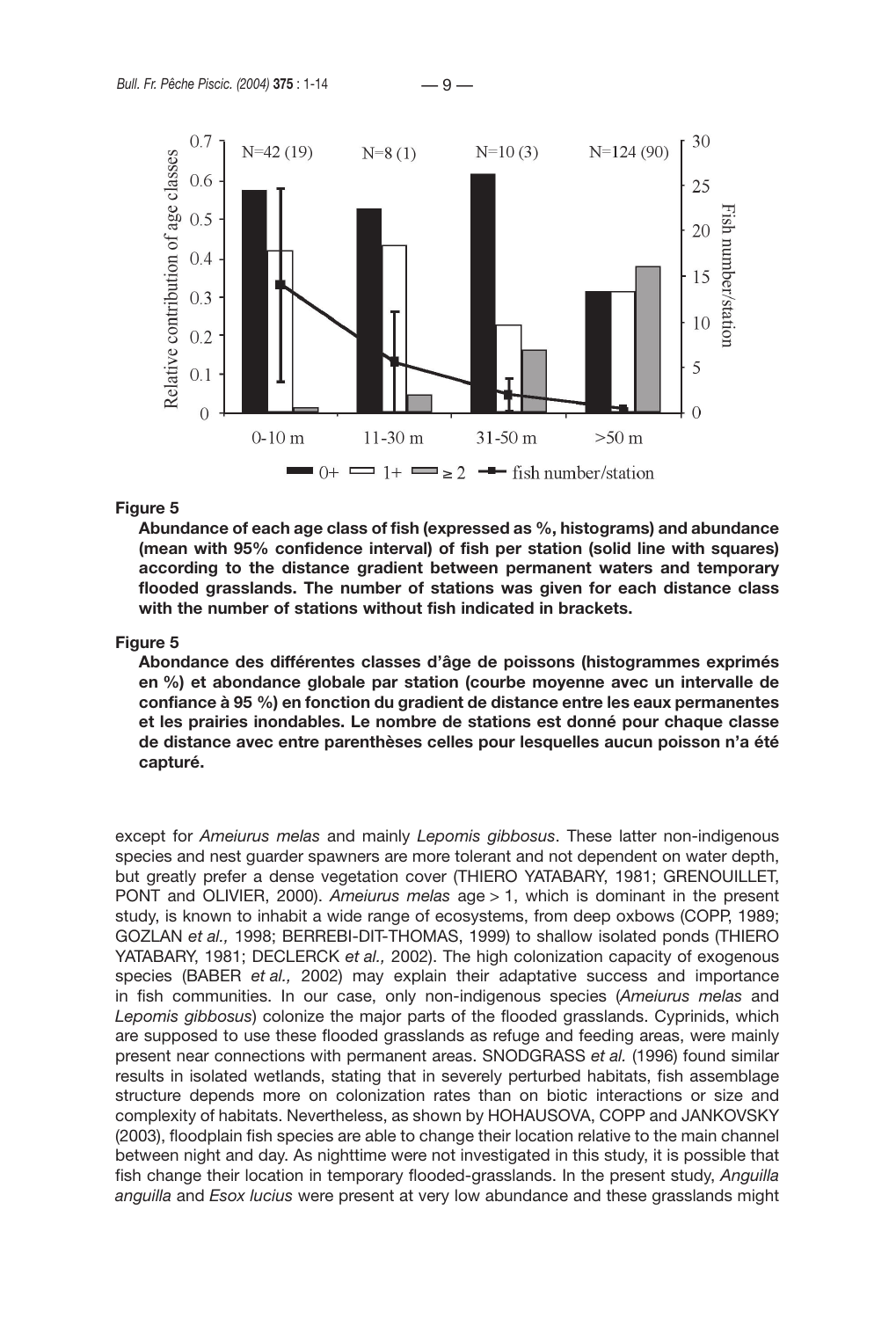**Figure 5**

**Abundance of each age class of fish (expressed as %, histograms) and abundance (mean with 95% confidence interval) of fish per station (solid line with squares) according to the distance gradient between permanent waters and temporary flooded grasslands. The number of stations was given for each distance class with the number of stations without fish indicated in brackets.**

**Figure 5**

**Abondance des différentes classes d'âge de poissons (histogrammes exprimés en %) et abondance globale par station (courbe moyenne avec un intervalle de confiance à 95 %) en fonction du gradient de distance entre les eaux permanentes et les prairies inondables. Le nombre de stations est donné pour chaque classe de distance avec entre parenthèses celles pour lesquelles aucun poisson n'a été capturé.**

except for *Ameiurus melas* and mainly *Lepomis gibbosus*. These latter non-indigenous species and nest guarder spawners are more tolerant and not dependent on water depth, but greatly prefer a dense vegetation cover (THIERO YATABARY, 1981; GRENOUILLET, PONT and OLIVIER, 2000). *Ameiurus melas* age > 1, which is dominant in the present study, is known to inhabit a wide range of ecosystems, from deep oxbows (COPP, 1989; GOZLAN *et al.,* 1998; BERREBI-DIT-THOMAS, 1999) to shallow isolated ponds (THIERO YATABARY, 1981; DECLERCK *et al.,* 2002). The high colonization capacity of exogenous species (BABER *et al.,* 2002) may explain their adaptative success and importance in fish communities. In our case, only non-indigenous species (*Ameiurus melas* and *Lepomis gibbosus*) colonize the major parts of the flooded grasslands. Cyprinids, which are supposed to use these flooded grasslands as refuge and feeding areas, were mainly present near connections with permanent areas. SNODGRASS *et al.* (1996) found similar results in isolated wetlands, stating that in severely perturbed habitats, fish assemblage structure depends more on colonization rates than on biotic interactions or size and complexity of habitats. Nevertheless, as shown by HOHAUSOVA, COPP and JANKOVSKY (2003), floodplain fish species are able to change their location relative to the main channel between night and day. As nighttime were not investigated in this study, it is possible that fish change their location in temporary flooded-grasslands. In the present study, *Anguilla anguilla* and *Esox lucius* were present at very low abundance and these grasslands might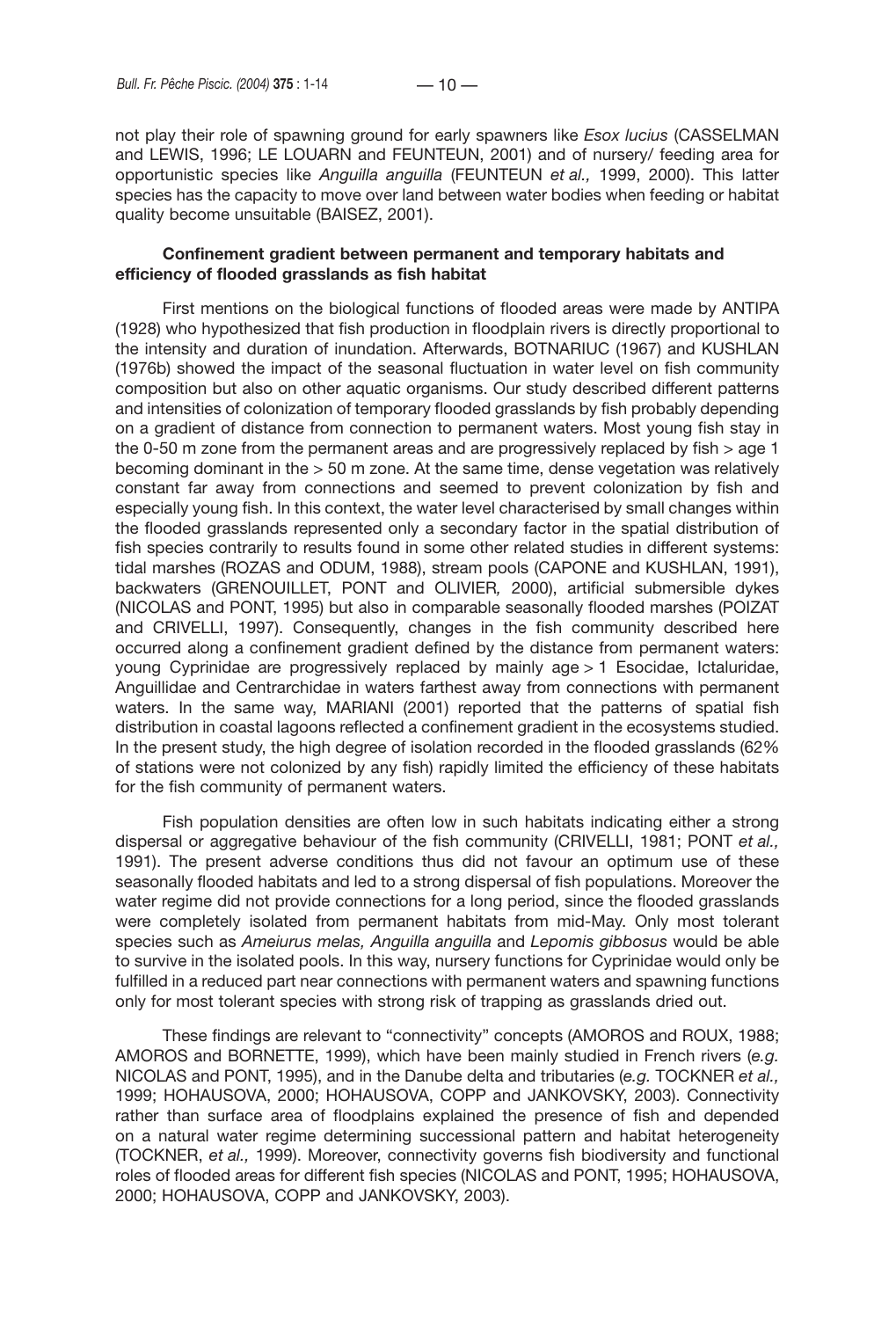not play their role of spawning ground for early spawners like *Esox lucius* (CASSELMAN and LEWIS, 1996; LE LOUARN and FEUNTEUN, 2001) and of nursery/ feeding area for opportunistic species like *Anguilla anguilla* (FEUNTEUN *et al.,* 1999, 2000). This latter species has the capacity to move over land between water bodies when feeding or habitat quality become unsuitable (BAISEZ, 2001).

### Confinement gradient between permanent and temporary habitats and efficiency of flooded grasslands as fish habitat

First mentions on the biological functions of flooded areas were made by ANTIPA (1928) who hypothesized that fish production in floodplain rivers is directly proportional to the intensity and duration of inundation. Afterwards, BOTNARIUC (1967) and KUSHLAN (1976b) showed the impact of the seasonal fluctuation in water level on fish community composition but also on other aquatic organisms. Our study described different patterns and intensities of colonization of temporary flooded grasslands by fish probably depending on a gradient of distance from connection to permanent waters. Most young fish stay in the 0-50 m zone from the permanent areas and are progressively replaced by fish > age 1 becoming dominant in the > 50 m zone. At the same time, dense vegetation was relatively constant far away from connections and seemed to prevent colonization by fish and especially young fish. In this context, the water level characterised by small changes within the flooded grasslands represented only a secondary factor in the spatial distribution of fish species contrarily to results found in some other related studies in different systems: tidal marshes (ROZAS and ODUM, 1988), stream pools (CAPONE and KUSHLAN, 1991), backwaters (GRENOUILLET, PONT and OLIVIER*,* 2000), artificial submersible dykes (NICOLAS and PONT, 1995) but also in comparable seasonally flooded marshes (POIZAT and CRIVELLI, 1997). Consequently, changes in the fish community described here occurred along a confinement gradient defined by the distance from permanent waters: young Cyprinidae are progressively replaced by mainly age > 1 Esocidae, Ictaluridae, Anguillidae and Centrarchidae in waters farthest away from connections with permanent waters. In the same way, MARIANI (2001) reported that the patterns of spatial fish distribution in coastal lagoons reflected a confinement gradient in the ecosystems studied. In the present study, the high degree of isolation recorded in the flooded grasslands (62% of stations were not colonized by any fish) rapidly limited the efficiency of these habitats for the fish community of permanent waters.

Fish population densities are often low in such habitats indicating either a strong dispersal or aggregative behaviour of the fish community (CRIVELLI, 1981; PONT *et al.,* 1991). The present adverse conditions thus did not favour an optimum use of these seasonally flooded habitats and led to a strong dispersal of fish populations. Moreover the water regime did not provide connections for a long period, since the flooded grasslands were completely isolated from permanent habitats from mid-May. Only most tolerant species such as *Ameiurus melas, Anguilla anguilla* and *Lepomis gibbosus* would be able to survive in the isolated pools. In this way, nursery functions for Cyprinidae would only be fulfilled in a reduced part near connections with permanent waters and spawning functions only for most tolerant species with strong risk of trapping as grasslands dried out.

These findings are relevant to "connectivity" concepts (AMOROS and ROUX, 1988; AMOROS and BORNETTE, 1999), which have been mainly studied in French rivers (*e.g.* NICOLAS and PONT, 1995), and in the Danube delta and tributaries (*e.g.* TOCKNER *et al.,* 1999; HOHAUSOVA, 2000; HOHAUSOVA, COPP and JANKOVSKY, 2003). Connectivity rather than surface area of floodplains explained the presence of fish and depended on a natural water regime determining successional pattern and habitat heterogeneity (TOCKNER, *et al.,* 1999). Moreover, connectivity governs fish biodiversity and functional roles of flooded areas for different fish species (NICOLAS and PONT, 1995; HOHAUSOVA, 2000; HOHAUSOVA, COPP and JANKOVSKY, 2003).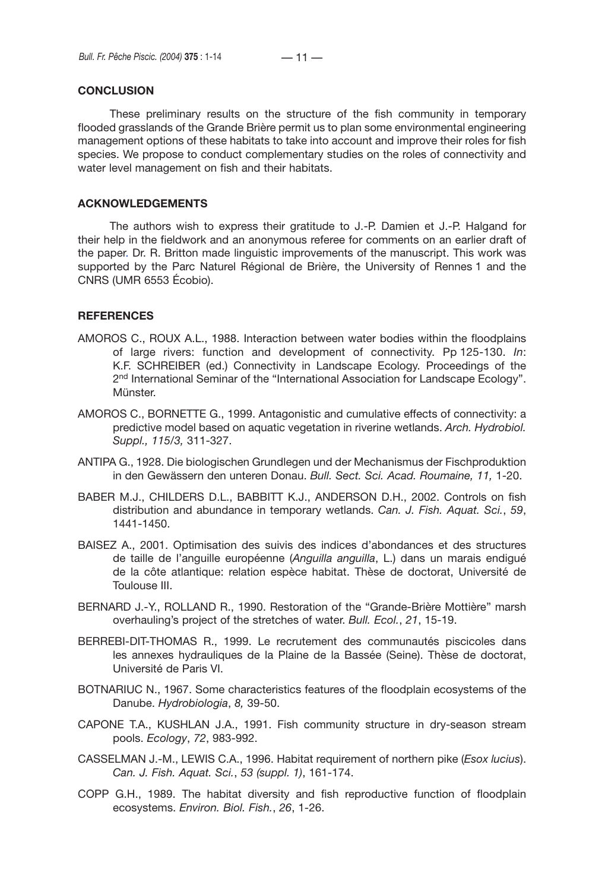## CONCLUSION

These preliminary results on the structure of the fish community in temporary flooded grasslands of the Grande Brière permit us to plan some environmental engineering management options of these habitats to take into account and improve their roles for fish species. We propose to conduct complementary studies on the roles of connectivity and water level management on fish and their habitats.

## ACKNOWLEDGEMENTS

The authors wish to express their gratitude to J.-P. Damien et J.-P. Halgand for their help in the fieldwork and an anonymous referee for comments on an earlier draft of the paper. Dr. R. Britton made linguistic improvements of the manuscript. This work was supported by the Parc Naturel Régional de Brière, the University of Rennes 1 and the CNRS (UMR 6553 Écobio).

## REFERENCES

AMOROS C., ROUX A.L., 1988. Interaction between water bodies within the floodplains of large rivers: function and development of connectivity. Pp 125-130. *In*: K.F. SCHREIBER (ed.) Connectivity in Landscape Ecology. Proceedings of the 2nd International Seminar of the "International Association for Landscape Ecology". Münster.

AMOROS C., BORNETTE G., 1999. Antagonistic and cumulative effects of connectivity: a predictive model based on aquatic vegetation in riverine wetlands. *Arch. Hydrobiol. Suppl., 115/3,* 311-327.

ANTIPA G., 1928. Die biologischen Grundlegen und der Mechanismus der Fischproduktion in den Gewässern den unteren Donau. *Bull. Sect. Sci. Acad. Roumaine, 11,* 1-20.

BABER M.J., CHILDERS D.L., BABBITT K.J., ANDERSON D.H., 2002. Controls on fish distribution and abundance in temporary wetlands. *Can. J. Fish. Aquat. Sci.*, *59*, 1441-1450.

BAISEZ A., 2001. Optimisation des suivis des indices d'abondances et des structures de taille de l'anguille européenne (*Anguilla anguilla*, L.) dans un marais endigué de la côte atlantique: relation espèce habitat. Thèse de doctorat, Université de Toulouse III.

BERNARD J.-Y., ROLLAND R., 1990. Restoration of the "Grande-Brière Mottière" marsh overhauling's project of the stretches of water. *Bull. Ecol.*, *21*, 15-19.

BERREBI-DIT-THOMAS R., 1999. Le recrutement des communautés piscicoles dans les annexes hydrauliques de la Plaine de la Bassée (Seine). Thèse de doctorat, Université de Paris VI.

BOTNARIUC N., 1967. Some characteristics features of the floodplain ecosystems of the Danube. *Hydrobiologia*, *8,* 39-50.

CAPONE T.A., KUSHLAN J.A., 1991. Fish community structure in dry-season stream pools. *Ecology*, *72*, 983-992.

CASSELMAN J.-M., LEWIS C.A., 1996. Habitat requirement of northern pike (*Esox lucius*). *Can. J. Fish. Aquat. Sci.*, *53 (suppl. 1)*, 161-174.

COPP G.H., 1989. The habitat diversity and fish reproductive function of floodplain ecosystems. *Environ. Biol. Fish.*, *26*, 1-26.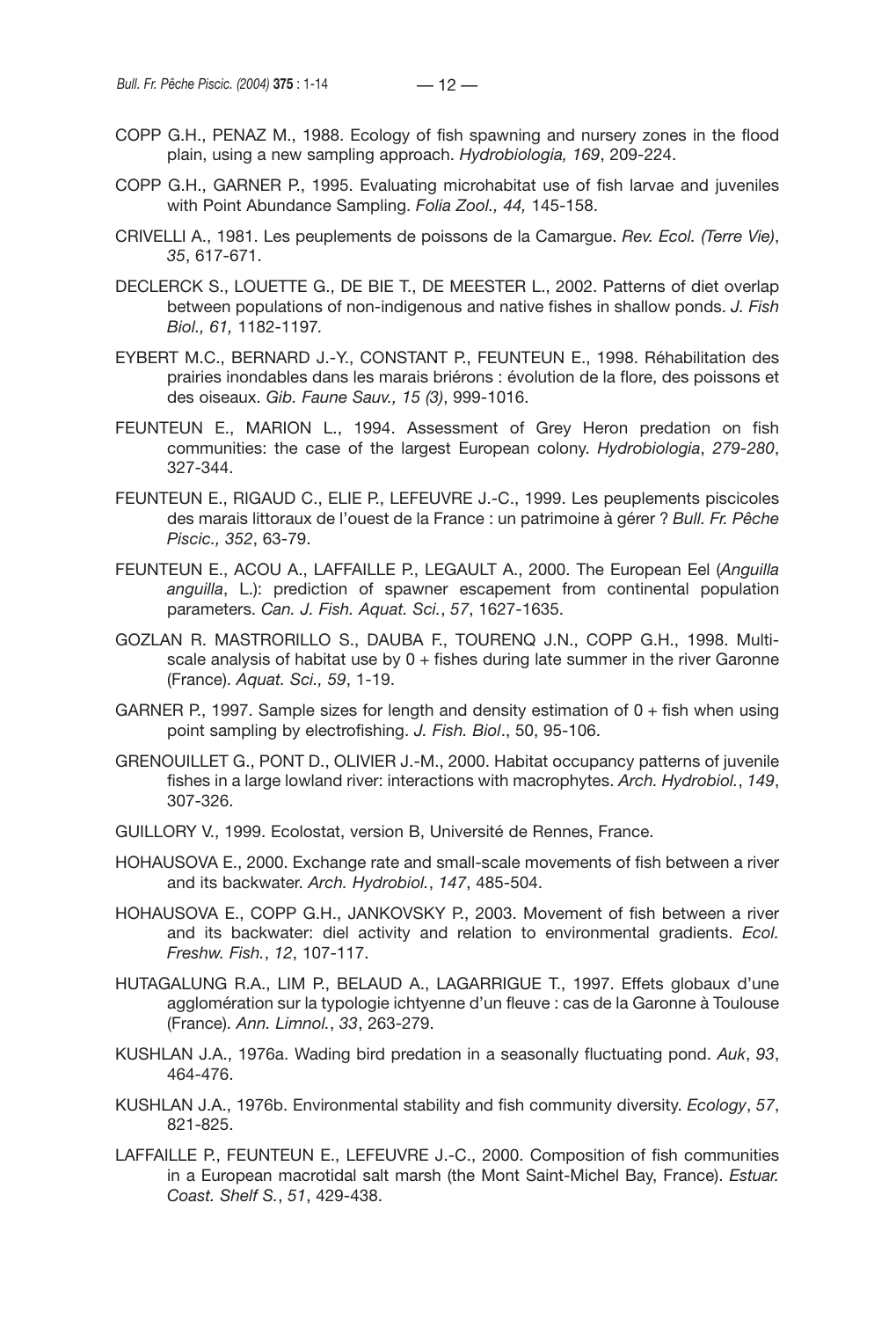COPP G.H., PENAZ M., 1988. Ecology of fish spawning and nursery zones in the flood plain, using a new sampling approach. *Hydrobiologia, 169*, 209-224.

COPP G.H., GARNER P., 1995. Evaluating microhabitat use of fish larvae and juveniles with Point Abundance Sampling. *Folia Zool., 44,* 145-158.

CRIVELLI A., 1981. Les peuplements de poissons de la Camargue. *Rev. Ecol. (Terre Vie)*, *35*, 617-671.

DECLERCK S., LOUETTE G., DE BIE T., DE MEESTER L., 2002. Patterns of diet overlap between populations of non-indigenous and native fishes in shallow ponds. *J. Fish Biol., 61,* 1182-1197*.*

EYBERT M.C., BERNARD J.-Y., CONSTANT P., FEUNTEUN E., 1998. Réhabilitation des prairies inondables dans les marais briérons : évolution de la flore, des poissons et des oiseaux. *Gib. Faune Sauv., 15 (3)*, 999-1016.

FEUNTEUN E., MARION L., 1994. Assessment of Grey Heron predation on fish communities: the case of the largest European colony. *Hydrobiologia*, *279-280*, 327-344.

FEUNTEUN E., RIGAUD C., ELIE P., LEFEUVRE J.-C., 1999. Les peuplements piscicoles des marais littoraux de l'ouest de la France : un patrimoine à gérer ? *Bull. Fr. Pêche Piscic., 352*, 63-79.

FEUNTEUN E., ACOU A., LAFFAILLE P., LEGAULT A., 2000. The European Eel (*Anguilla anguilla*, L.): prediction of spawner escapement from continental population parameters. *Can. J. Fish. Aquat. Sci.*, *57*, 1627-1635.

GOZLAN R. MASTRORILLO S., DAUBA F., TOURENQ J.N., COPP G.H., 1998. Multi-scale analysis of habitat use by 0 + fishes during late summer in the river Garonne (France). *Aquat. Sci., 59*, 1-19.

GARNER P., 1997. Sample sizes for length and density estimation of 0 + fish when using point sampling by electrofishing. *J. Fish. Biol*., 50, 95-106.

GRENOUILLET G., PONT D., OLIVIER J.-M., 2000. Habitat occupancy patterns of juvenile fishes in a large lowland river: interactions with macrophytes. *Arch. Hydrobiol.*, *149*, 307-326.

GUILLORY V., 1999. Ecolostat, version B, Université de Rennes, France.

HOHAUSOVA E., 2000. Exchange rate and small-scale movements of fish between a river and its backwater. *Arch. Hydrobiol.*, *147*, 485-504.

HOHAUSOVA E., COPP G.H., JANKOVSKY P., 2003. Movement of fish between a river and its backwater: diel activity and relation to environmental gradients. *Ecol. Freshw. Fish.*, *12*, 107-117.

HUTAGALUNG R.A., LIM P., BELAUD A., LAGARRIGUE T., 1997. Effets globaux d'une agglomération sur la typologie ichtyenne d'un fleuve : cas de la Garonne à Toulouse (France). *Ann. Limnol.*, *33*, 263-279.

KUSHLAN J.A., 1976a. Wading bird predation in a seasonally fluctuating pond. *Auk*, *93*, 464-476.

KUSHLAN J.A., 1976b. Environmental stability and fish community diversity. *Ecology*, *57*, 821-825.

LAFFAILLE P., FEUNTEUN E., LEFEUVRE J.-C., 2000. Composition of fish communities in a European macrotidal salt marsh (the Mont Saint-Michel Bay, France). *Estuar. Coast. Shelf S.*, *51*, 429-438.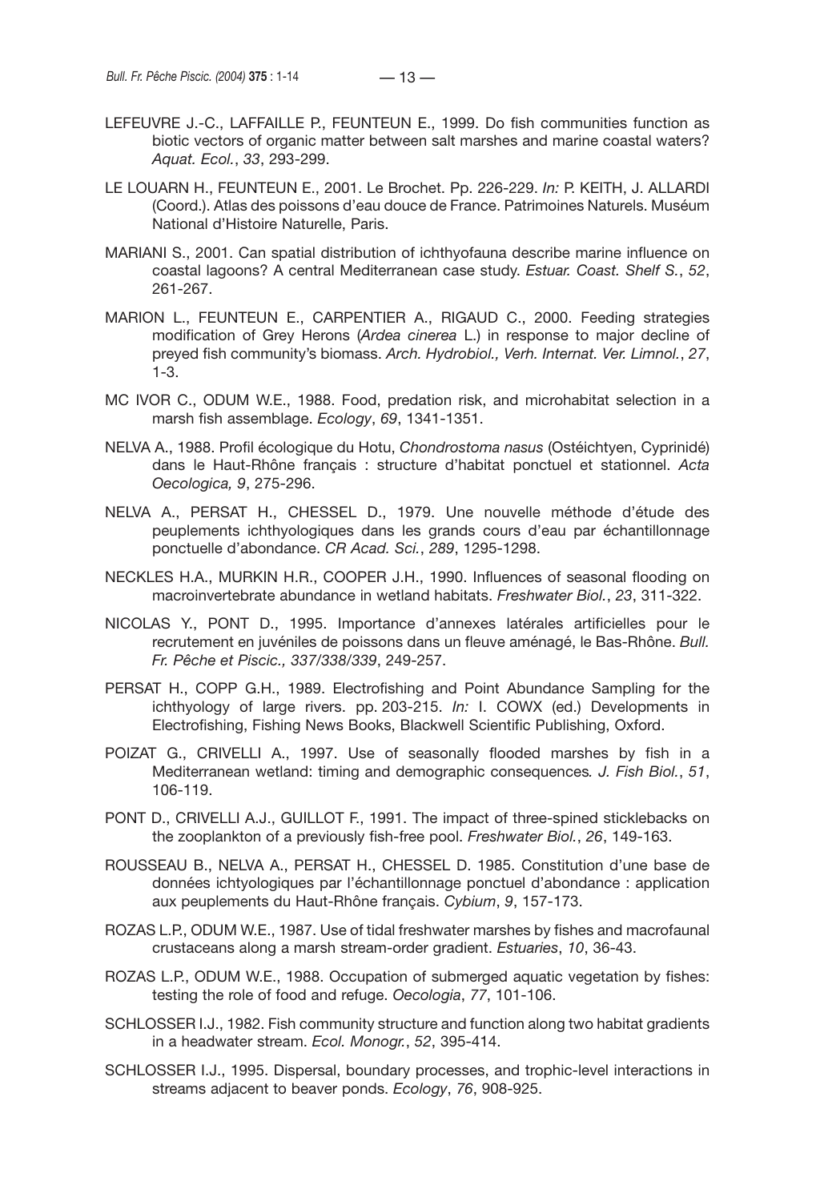LEFEUVRE J.-C., LAFFAILLE P., FEUNTEUN E., 1999. Do fish communities function as biotic vectors of organic matter between salt marshes and marine coastal waters? *Aquat. Ecol.*, *33*, 293-299.

LE LOUARN H., FEUNTEUN E., 2001. Le Brochet. Pp. 226-229. *In:* P. KEITH, J. ALLARDI (Coord.). Atlas des poissons d'eau douce de France. Patrimoines Naturels. Muséum National d'Histoire Naturelle, Paris.

MARIANI S., 2001. Can spatial distribution of ichthyofauna describe marine influence on coastal lagoons? A central Mediterranean case study. *Estuar. Coast. Shelf S.*, *52*, 261-267.

MARION L., FEUNTEUN E., CARPENTIER A., RIGAUD C., 2000. Feeding strategies modification of Grey Herons (*Ardea cinerea* L.) in response to major decline of preyed fish community's biomass. *Arch. Hydrobiol., Verh. Internat. Ver. Limnol.*, *27*, 1-3.

MC IVOR C., ODUM W.E., 1988. Food, predation risk, and microhabitat selection in a marsh fish assemblage. *Ecology*, *69*, 1341-1351.

NELVA A., 1988. Profil écologique du Hotu, *Chondrostoma nasus* (Ostéichtyen, Cyprinidé) dans le Haut-Rhône français : structure d'habitat ponctuel et stationnel. *Acta Oecologica, 9*, 275-296.

NELVA A., PERSAT H., CHESSEL D., 1979. Une nouvelle méthode d'étude des peuplements ichthyologiques dans les grands cours d'eau par échantillonnage ponctuelle d'abondance. *CR Acad. Sci.*, *289*, 1295-1298.

NECKLES H.A., MURKIN H.R., COOPER J.H., 1990. Influences of seasonal flooding on macroinvertebrate abundance in wetland habitats. *Freshwater Biol.*, *23*, 311-322.

NICOLAS Y., PONT D., 1995. Importance d'annexes latérales artificielles pour le recrutement en juvéniles de poissons dans un fleuve aménagé, le Bas-Rhône. *Bull. Fr. Pêche et Piscic., 337/338/339*, 249-257.

PERSAT H., COPP G.H., 1989. Electrofishing and Point Abundance Sampling for the ichthyology of large rivers. pp. 203-215. *In:* I. COWX (ed.) Developments in Electrofishing, Fishing News Books, Blackwell Scientific Publishing, Oxford.

POIZAT G., CRIVELLI A., 1997. Use of seasonally flooded marshes by fish in a Mediterranean wetland: timing and demographic consequences*. J. Fish Biol.*, *51*, 106-119.

PONT D., CRIVELLI A.J., GUILLOT F., 1991. The impact of three-spined sticklebacks on the zooplankton of a previously fish-free pool. *Freshwater Biol.*, *26*, 149-163.

ROUSSEAU B., NELVA A., PERSAT H., CHESSEL D. 1985. Constitution d'une base de données ichtyologiques par l'échantillonnage ponctuel d'abondance : application aux peuplements du Haut-Rhône français. *Cybium*, *9*, 157-173.

ROZAS L.P., ODUM W.E., 1987. Use of tidal freshwater marshes by fishes and macrofaunal crustaceans along a marsh stream-order gradient. *Estuaries*, *10*, 36-43.

ROZAS L.P., ODUM W.E., 1988. Occupation of submerged aquatic vegetation by fishes: testing the role of food and refuge. *Oecologia*, *77*, 101-106.

SCHLOSSER I.J., 1982. Fish community structure and function along two habitat gradients in a headwater stream. *Ecol. Monogr.*, *52*, 395-414.

SCHLOSSER I.J., 1995. Dispersal, boundary processes, and trophic-level interactions in streams adjacent to beaver ponds. *Ecology*, *76*, 908-925.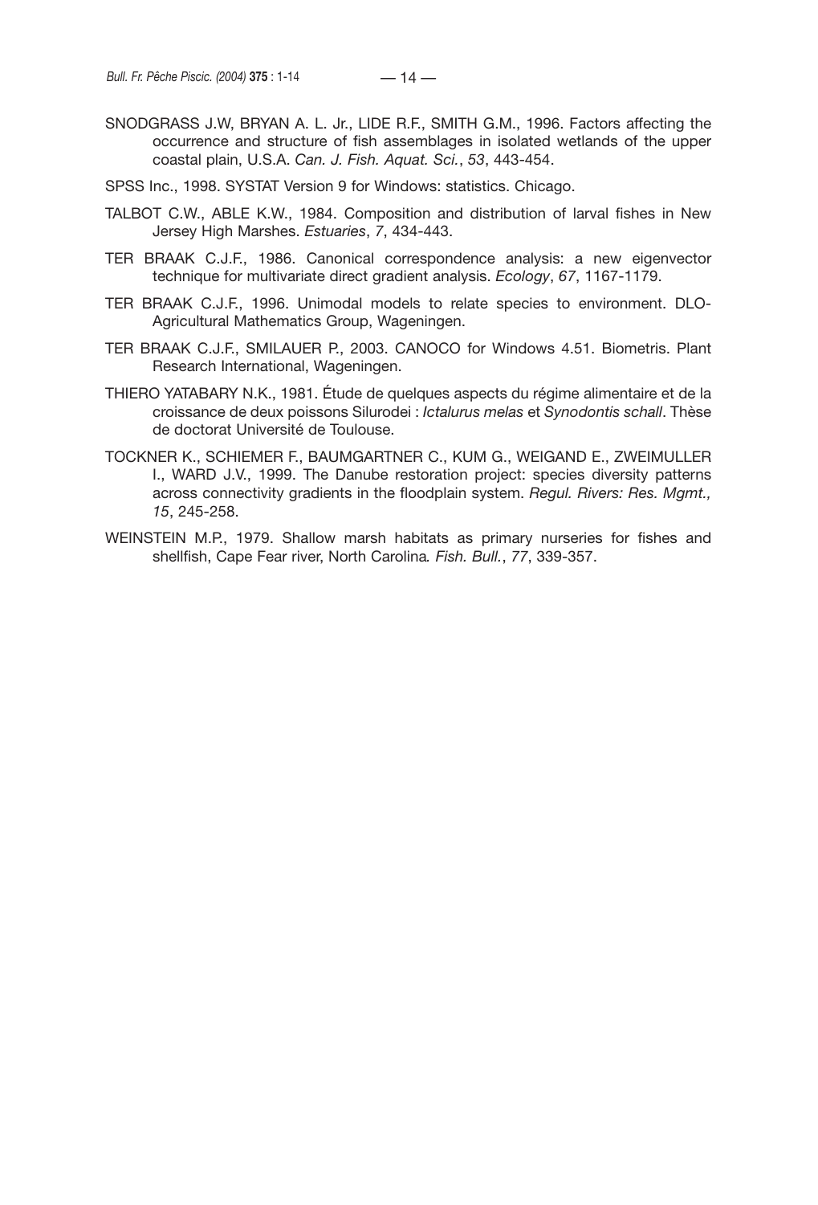SNODGRASS J.W, BRYAN A. L. Jr., LIDE R.F., SMITH G.M., 1996. Factors affecting the occurrence and structure of fish assemblages in isolated wetlands of the upper coastal plain, U.S.A. *Can. J. Fish. Aquat. Sci.*, *53*, 443-454.

SPSS Inc., 1998. SYSTAT Version 9 for Windows: statistics. Chicago.

TALBOT C.W., ABLE K.W., 1984. Composition and distribution of larval fishes in New Jersey High Marshes. *Estuaries*, *7*, 434-443.

TER BRAAK C.J.F., 1986. Canonical correspondence analysis: a new eigenvector technique for multivariate direct gradient analysis. *Ecology*, *67*, 1167-1179.

TER BRAAK C.J.F., 1996. Unimodal models to relate species to environment. DLO-Agricultural Mathematics Group, Wageningen.

TER BRAAK C.J.F., SMILAUER P., 2003. CANOCO for Windows 4.51. Biometris. Plant Research International, Wageningen.

THIERO YATABARY N.K., 1981. Étude de quelques aspects du régime alimentaire et de la croissance de deux poissons Silurodei : *Ictalurus melas* et *Synodontis schall*. Thèse de doctorat Université de Toulouse.

TOCKNER K., SCHIEMER F., BAUMGARTNER C., KUM G., WEIGAND E., ZWEIMULLER I., WARD J.V., 1999. The Danube restoration project: species diversity patterns across connectivity gradients in the floodplain system. *Regul. Rivers: Res. Mgmt., 15*, 245-258.

WEINSTEIN M.P., 1979. Shallow marsh habitats as primary nurseries for fishes and shellfish, Cape Fear river, North Carolina*. Fish. Bull.*, *77*, 339-357.